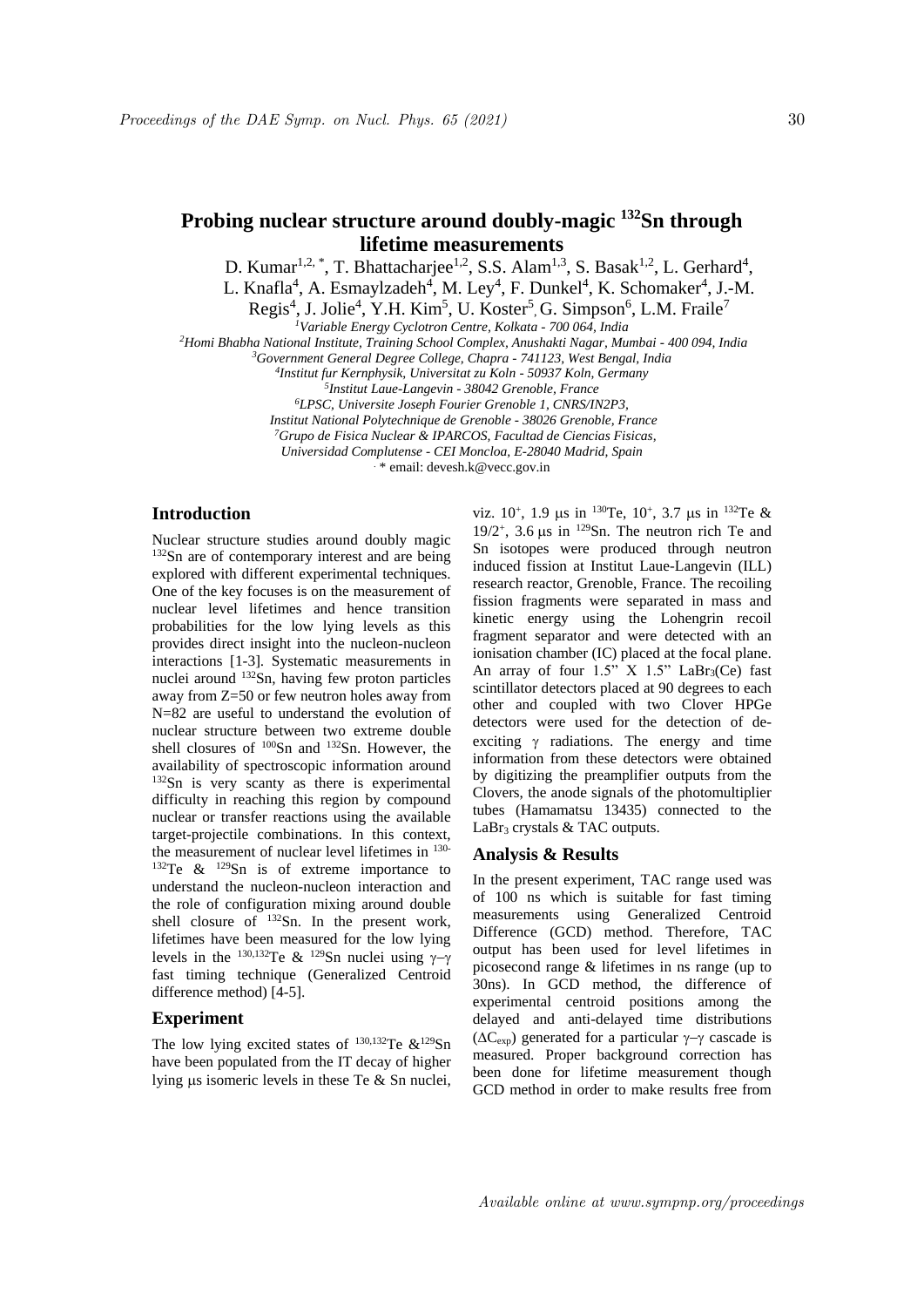# Probing nuclear structure around doubly-magic $^{132}$Sn through lifetime measurements

D. Kumar[1,2,*], T. Bhattacharjee[1,2], S.S. Alam[1,3], S. Basak[1,2], L. Gerhard[4], L. Knafla[4], A. Esmaylzadeh[4], M. Ley[4], F. Dunkel[4], K. Schomaker[4], J.-M. Regis[4], J. Jolie[4], Y.H. Kim[5], U. Koster[5], G. Simpson[6], L.M. Fraile[7]

*[1]Variable Energy Cyclotron Centre, Kolkata - 700 064, India*
*[2]Homi Bhabha National Institute, Training School Complex, Anushakti Nagar, Mumbai - 400 094, India*
*[3]Government General Degree College, Chapra - 741123, West Bengal, India*
*[4]Institut fur Kernphysik, Universitat zu Koln - 50937 Koln, Germany*
*[5]Institut Laue-Langevin - 38042 Grenoble, France*
*[6]LPSC, Universite Joseph Fourier Grenoble 1, CNRS/IN2P3, Institut National Polytechnique de Grenoble - 38026 Grenoble, France*
*[7]Grupo de Fisica Nuclear & IPARCOS, Facultad de Ciencias Fisicas, Universidad Complutense - CEI Moncloa, E-28040 Madrid, Spain*
* email: devesh.k@vecc.gov.in

## Introduction

Nuclear structure studies around doubly magic $^{132}$Sn are of contemporary interest and are being explored with different experimental techniques. One of the key focuses is on the measurement of nuclear level lifetimes and hence transition probabilities for the low lying levels as this provides direct insight into the nucleon-nucleon interactions [1-3]. Systematic measurements in nuclei around $^{132}$Sn, having few proton particles away from Z=50 or few neutron holes away from N=82 are useful to understand the evolution of nuclear structure between two extreme double shell closures of $^{100}$Sn and $^{132}$Sn. However, the availability of spectroscopic information around $^{132}$Sn is very scanty as there is experimental difficulty in reaching this region by compound nuclear or transfer reactions using the available target-projectile combinations. In this context, the measurement of nuclear level lifetimes in $^{130-132}$Te & $^{129}$Sn is of extreme importance to understand the nucleon-nucleon interaction and the role of configuration mixing around double shell closure of $^{132}$Sn. In the present work, lifetimes have been measured for the low lying levels in the $^{130,132}$Te & $^{129}$Sn nuclei using $\gamma$–$\gamma$ fast timing technique (Generalized Centroid difference method) [4-5].

## Experiment

The low lying excited states of $^{130,132}$Te &$^{129}$Sn have been populated from the IT decay of higher lying μs isomeric levels in these Te & Sn nuclei, viz. $10^{+}$, 1.9 μs in $^{130}$Te, $10^{+}$, 3.7 μs in $^{132}$Te & $19/2^{+}$, 3.6 μs in $^{129}$Sn. The neutron rich Te and Sn isotopes were produced through neutron induced fission at Institut Laue-Langevin (ILL) research reactor, Grenoble, France. The recoiling fission fragments were separated in mass and kinetic energy using the Lohengrin recoil fragment separator and were detected with an ionisation chamber (IC) placed at the focal plane. An array of four 1.5" X 1.5" $LaBr_3$(Ce) fast scintillator detectors placed at 90 degrees to each other and coupled with two Clover HPGe detectors were used for the detection of de-exciting $\gamma$ radiations. The energy and time information from these detectors were obtained by digitizing the preamplifier outputs from the Clovers, the anode signals of the photomultiplier tubes (Hamamatsu 13435) connected to the $LaBr_3$ crystals & TAC outputs.

## Analysis & Results

In the present experiment, TAC range used was of 100 ns which is suitable for fast timing measurements using Generalized Centroid Difference (GCD) method. Therefore, TAC output has been used for level lifetimes in picosecond range & lifetimes in ns range (up to 30ns). In GCD method, the difference of experimental centroid positions among the delayed and anti-delayed time distributions ($\Delta C_{exp}$) generated for a particular $\gamma$–$\gamma$ cascade is measured. Proper background correction has been done for lifetime measurement though GCD method in order to make results free from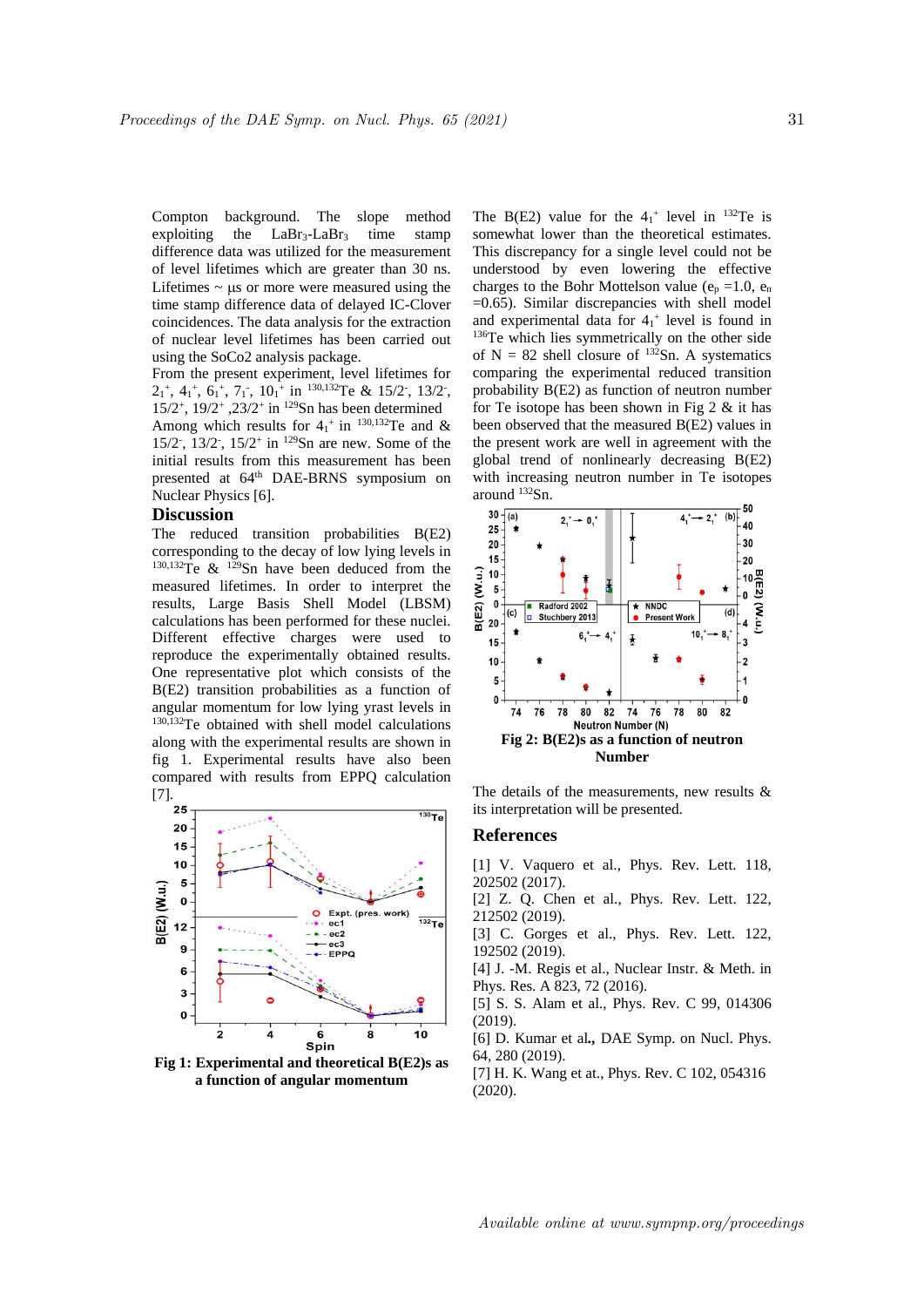Compton background. The slope method exploiting the $LaBr_3$-$LaBr_3$ time stamp difference data was utilized for the measurement of level lifetimes which are greater than 30 ns. Lifetimes ~ μs or more were measured using the time stamp difference data of delayed IC-Clover coincidences. The data analysis for the extraction of nuclear level lifetimes has been carried out using the SoCo2 analysis package.

From the present experiment, level lifetimes for $2_1^+$, $4_1^+$, $6_1^+$, $7_1^-$, $10_1^+$ in $^{130,132}$Te & $15/2^-$, $13/2^-$, $15/2^+$, $19/2^+$, $23/2^+$ in $^{129}$Sn has been determined Among which results for $4_1^+$ in $^{130,132}$Te and & $15/2^-$, $13/2^-$, $15/2^+$ in $^{129}$Sn are new. Some of the initial results from this measurement has been presented at 64$^{th}$ DAE-BRNS symposium on Nuclear Physics [6].

## Discussion

The reduced transition probabilities B(E2) corresponding to the decay of low lying levels in $^{130,132}$Te & $^{129}$Sn have been deduced from the measured lifetimes. In order to interpret the results, Large Basis Shell Model (LBSM) calculations has been performed for these nuclei. Different effective charges were used to reproduce the experimentally obtained results. One representative plot which consists of the B(E2) transition probabilities as a function of angular momentum for low lying yrast levels in $^{130,132}$Te obtained with shell model calculations along with the experimental results are shown in fig 1. Experimental results have also been compared with results from EPPQ calculation [7].

25
20
15
10
5
0
12
9
6
3
0
B(E2) (W.u.)
$^{130}$Te
$^{132}$Te
Expt. (pres. work)
ec1
ec2
ec3
EPPQ
2
4
6
8
10
Spin

**Fig 1: Experimental and theoretical B(E2)s as a function of angular momentum**

The B(E2) value for the $4_1^+$ level in $^{132}$Te is somewhat lower than the theoretical estimates. This discrepancy for a single level could not be understood by even lowering the effective charges to the Bohr Mottelson value ($e_p$ =1.0, $e_n$ =0.65). Similar discrepancies with shell model and experimental data for $4_1^+$ level is found in $^{136}$Te which lies symmetrically on the other side of N = 82 shell closure of $^{132}$Sn. A systematics comparing the experimental reduced transition probability B(E2) as function of neutron number for Te isotope has been shown in Fig 2 & it has been observed that the measured B(E2) values in the present work are well in agreement with the global trend of nonlinearly decreasing B(E2) with increasing neutron number in Te isotopes around $^{132}$Sn.

30
25
20
15
10
5
0
20
15
10
5
0
(a)
$2_1^+ \rightarrow 0_1^+$
(b)
$4_1^+ \rightarrow 2_1^+$
50
40
30
20
10
0
(c)
Radford 2002
Stuchbery 2013
NNDC
Present Work
(d)
$6_1^+ \rightarrow 4_1^+$
$10_1^+ \rightarrow 8_1^+$
4
3
2
1
0
B(E2) (W.u.)
B(E2) (W.u.)
74 76 78 80 82 74 76 78 80 82
Neutron Number (N)

**Fig 2: B(E2)s as a function of neutron Number**

The details of the measurements, new results & its interpretation will be presented.

## References

[1] V. Vaquero et al., Phys. Rev. Lett. 118, 202502 (2017).

[2] Z. Q. Chen et al., Phys. Rev. Lett. 122, 212502 (2019).

[3] C. Gorges et al., Phys. Rev. Lett. 122, 192502 (2019).

[4] J. -M. Regis et al., Nuclear Instr. & Meth. in Phys. Res. A 823, 72 (2016).

[5] S. S. Alam et al., Phys. Rev. C 99, 014306 (2019).

[6] D. Kumar et al**.**, DAE Symp. on Nucl. Phys. 64, 280 (2019).

[7] H. K. Wang et at., Phys. Rev. C 102, 054316 (2020).